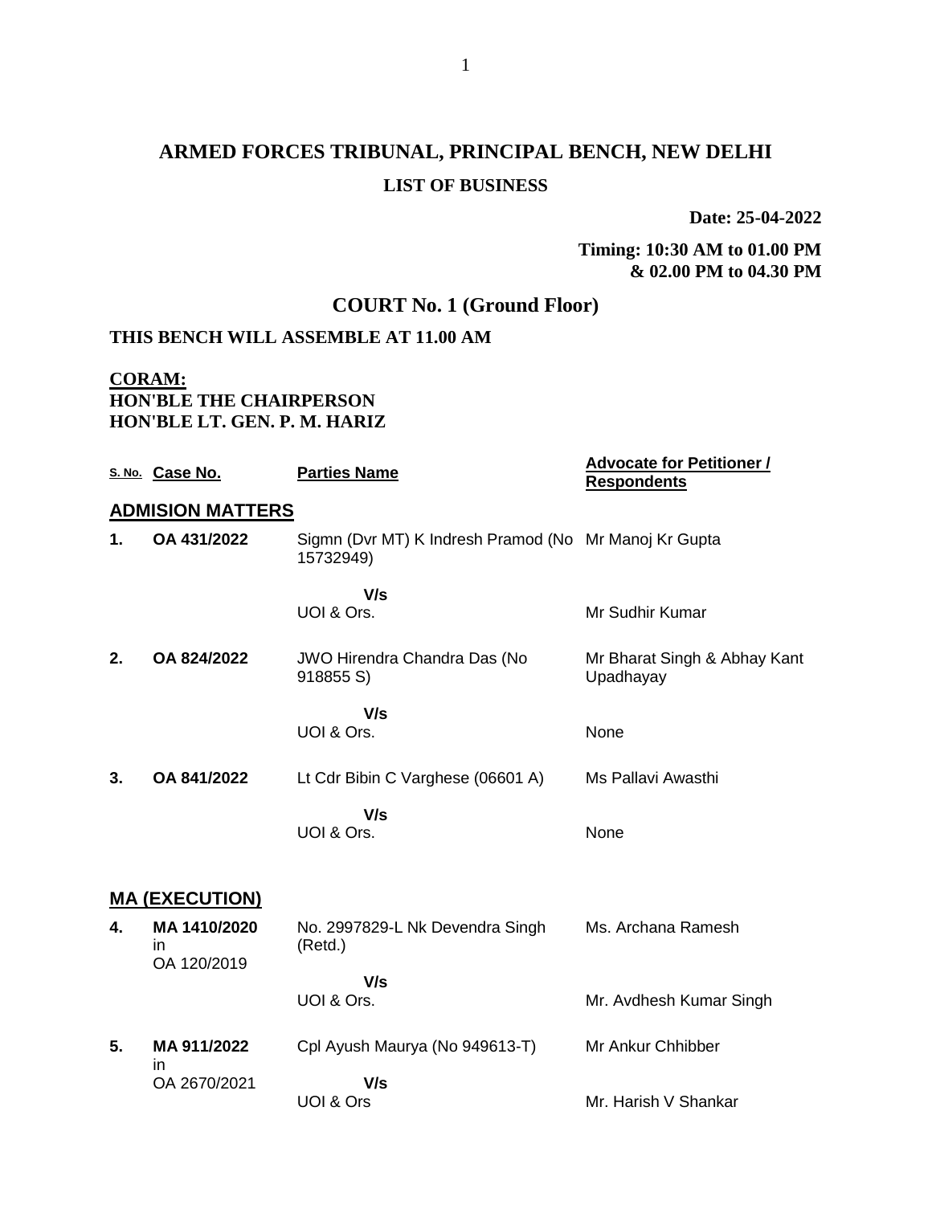# ARMED FORCES TRIBUNAL, PRINCIPAL BENCH, NEW DELHI

## LIST OF BUSINESS

**Date: 25-04-2022**

**Timing: 10:30 AM to 01.00 PM & 02.00 PM to 04.30 PM**

## COURT No. 1 (Ground Floor)

**THIS BENCH WILL ASSEMBLE AT 11.00 AM**

**CORAM:**
**HON'BLE THE CHAIRPERSON**
**HON'BLE LT. GEN. P. M. HARIZ**

| S. No. | Case No. | Parties Name | Advocate for Petitioner / Respondents |
|---|---|---|---|
| **ADMISION MATTERS** | | | |
| **1.** | **OA 431/2022** | Sigmn (Dvr MT) K Indresh Pramod (No 15732949) | Mr Manoj Kr Gupta |
| | | **V/s** | |
| | | UOI & Ors. | Mr Sudhir Kumar |
| **2.** | **OA 824/2022** | JWO Hirendra Chandra Das (No 918855 S) | Mr Bharat Singh & Abhay Kant Upadhayay |
| | | **V/s** | |
| | | UOI & Ors. | None |
| **3.** | **OA 841/2022** | Lt Cdr Bibin C Varghese (06601 A) | Ms Pallavi Awasthi |
| | | **V/s** | |
| | | UOI & Ors. | None |
| **MA (EXECUTION)** | | | |
| **4.** | **MA 1410/2020** in OA 120/2019 | No. 2997829-L Nk Devendra Singh (Retd.) | Ms. Archana Ramesh |
| | | **V/s** | |
| | | UOI & Ors. | Mr. Avdhesh Kumar Singh |
| **5.** | **MA 911/2022** in OA 2670/2021 | Cpl Ayush Maurya (No 949613-T) | Mr Ankur Chhibber |
| | | **V/s** | |
| | | UOI & Ors | Mr. Harish V Shankar |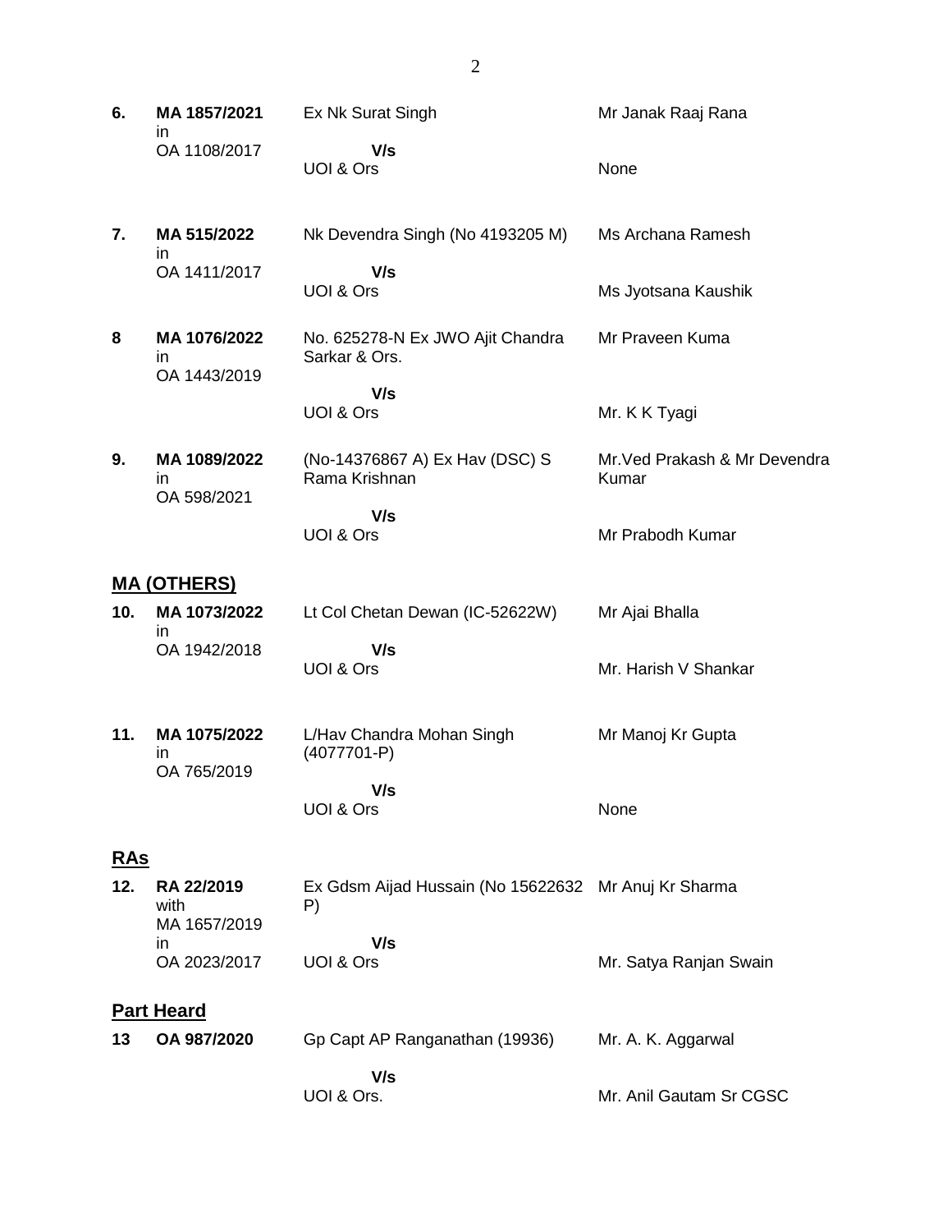| | | | |
|---|---|---|---|
| 6. | **MA 1857/2021** in OA 1108/2017 | Ex Nk Surat Singh **V/s** UOI & Ors | Mr Janak Raaj Rana<br>None |
| 7. | **MA 515/2022** in OA 1411/2017 | Nk Devendra Singh (No 4193205 M) **V/s** UOI & Ors | Ms Archana Ramesh<br>Ms Jyotsana Kaushik |
| 8 | **MA 1076/2022** in OA 1443/2019 | No. 625278-N Ex JWO Ajit Chandra Sarkar & Ors. **V/s** UOI & Ors | Mr Praveen Kuma<br>Mr. K K Tyagi |
| 9. | **MA 1089/2022** in OA 598/2021 | (No-14376867 A) Ex Hav (DSC) S Rama Krishnan **V/s** UOI & Ors | Mr.Ved Prakash & Mr Devendra Kumar<br>Mr Prabodh Kumar |

## MA (OTHERS)

| | | | |
|---|---|---|---|
| 10. | **MA 1073/2022** in OA 1942/2018 | Lt Col Chetan Dewan (IC-52622W) **V/s** UOI & Ors | Mr Ajai Bhalla<br>Mr. Harish V Shankar |
| 11. | **MA 1075/2022** in OA 765/2019 | L/Hav Chandra Mohan Singh (4077701-P) **V/s** UOI & Ors | Mr Manoj Kr Gupta<br>None |

## RAs

| | | | |
|---|---|---|---|
| 12. | **RA 22/2019** with MA 1657/2019 in OA 2023/2017 | Ex Gdsm Aijad Hussain (No 15622632 P) **V/s** UOI & Ors | Mr Anuj Kr Sharma<br>Mr. Satya Ranjan Swain |

## Part Heard

| | | | |
|---|---|---|---|
| 13 | **OA 987/2020** | Gp Capt AP Ranganathan (19936) **V/s** UOI & Ors. | Mr. A. K. Aggarwal<br>Mr. Anil Gautam Sr CGSC |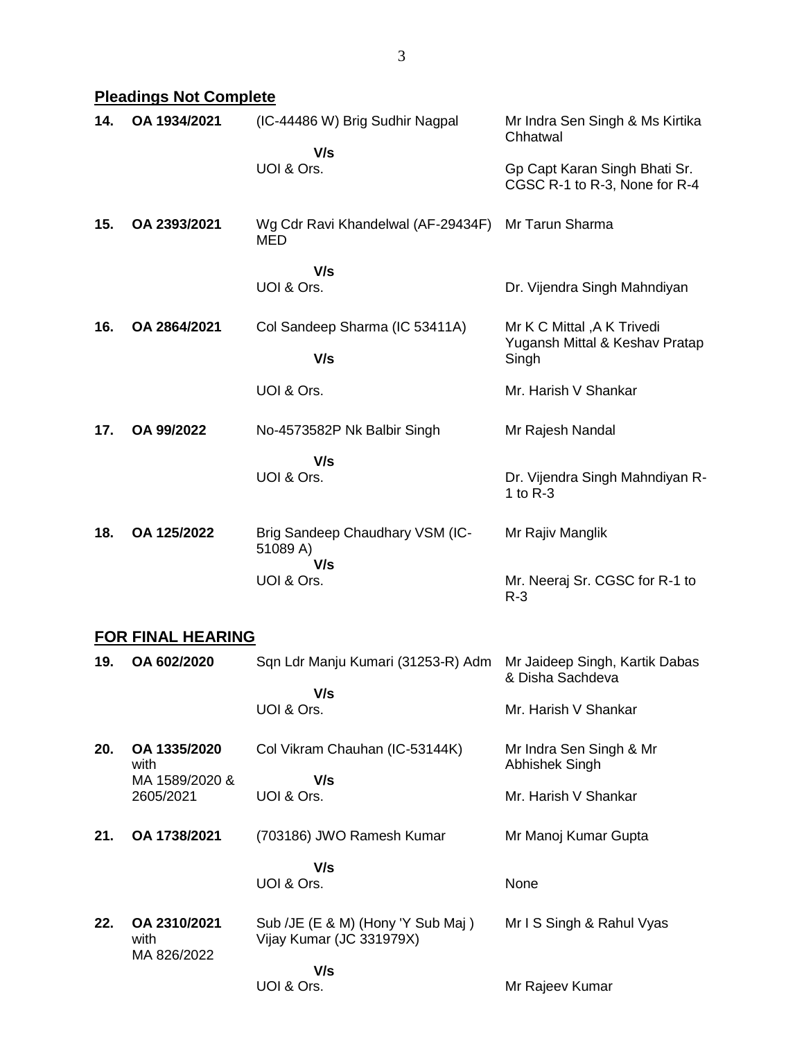**Pleadings Not Complete**

| | | | |
|---|---|---|---|
| **14.** | **OA 1934/2021** | (IC-44486 W) Brig Sudhir Nagpal<br>**V/s**<br>UOI & Ors. | Mr Indra Sen Singh & Ms Kirtika Chhatwal<br><br>Gp Capt Karan Singh Bhati Sr. CGSC R-1 to R-3, None for R-4 |
| **15.** | **OA 2393/2021** | Wg Cdr Ravi Khandelwal (AF-29434F) MED<br>**V/s**<br>UOI & Ors. | Mr Tarun Sharma<br><br>Dr. Vijendra Singh Mahndiyan |
| **16.** | **OA 2864/2021** | Col Sandeep Sharma (IC 53411A)<br>**V/s**<br>UOI & Ors. | Mr K C Mittal ,A K Trivedi Yugansh Mittal & Keshav Pratap Singh<br><br>Mr. Harish V Shankar |
| **17.** | **OA 99/2022** | No-4573582P Nk Balbir Singh<br>**V/s**<br>UOI & Ors. | Mr Rajesh Nandal<br><br>Dr. Vijendra Singh Mahndiyan R-1 to R-3 |
| **18.** | **OA 125/2022** | Brig Sandeep Chaudhary VSM (IC-51089 A)<br>**V/s**<br>UOI & Ors. | Mr Rajiv Manglik<br><br>Mr. Neeraj Sr. CGSC for R-1 to R-3 |

**FOR FINAL HEARING**

| | | | |
|---|---|---|---|
| **19.** | **OA 602/2020** | Sqn Ldr Manju Kumari (31253-R) Adm<br>**V/s**<br>UOI & Ors. | Mr Jaideep Singh, Kartik Dabas & Disha Sachdeva<br><br>Mr. Harish V Shankar |
| **20.** | **OA 1335/2020** with MA 1589/2020 & 2605/2021 | Col Vikram Chauhan (IC-53144K)<br>**V/s**<br>UOI & Ors. | Mr Indra Sen Singh & Mr Abhishek Singh<br><br>Mr. Harish V Shankar |
| **21.** | **OA 1738/2021** | (703186) JWO Ramesh Kumar<br>**V/s**<br>UOI & Ors. | Mr Manoj Kumar Gupta<br><br>None |
| **22.** | **OA 2310/2021** with MA 826/2022 | Sub /JE (E & M) (Hony 'Y Sub Maj ) Vijay Kumar (JC 331979X)<br>**V/s**<br>UOI & Ors. | Mr I S Singh & Rahul Vyas<br><br>Mr Rajeev Kumar |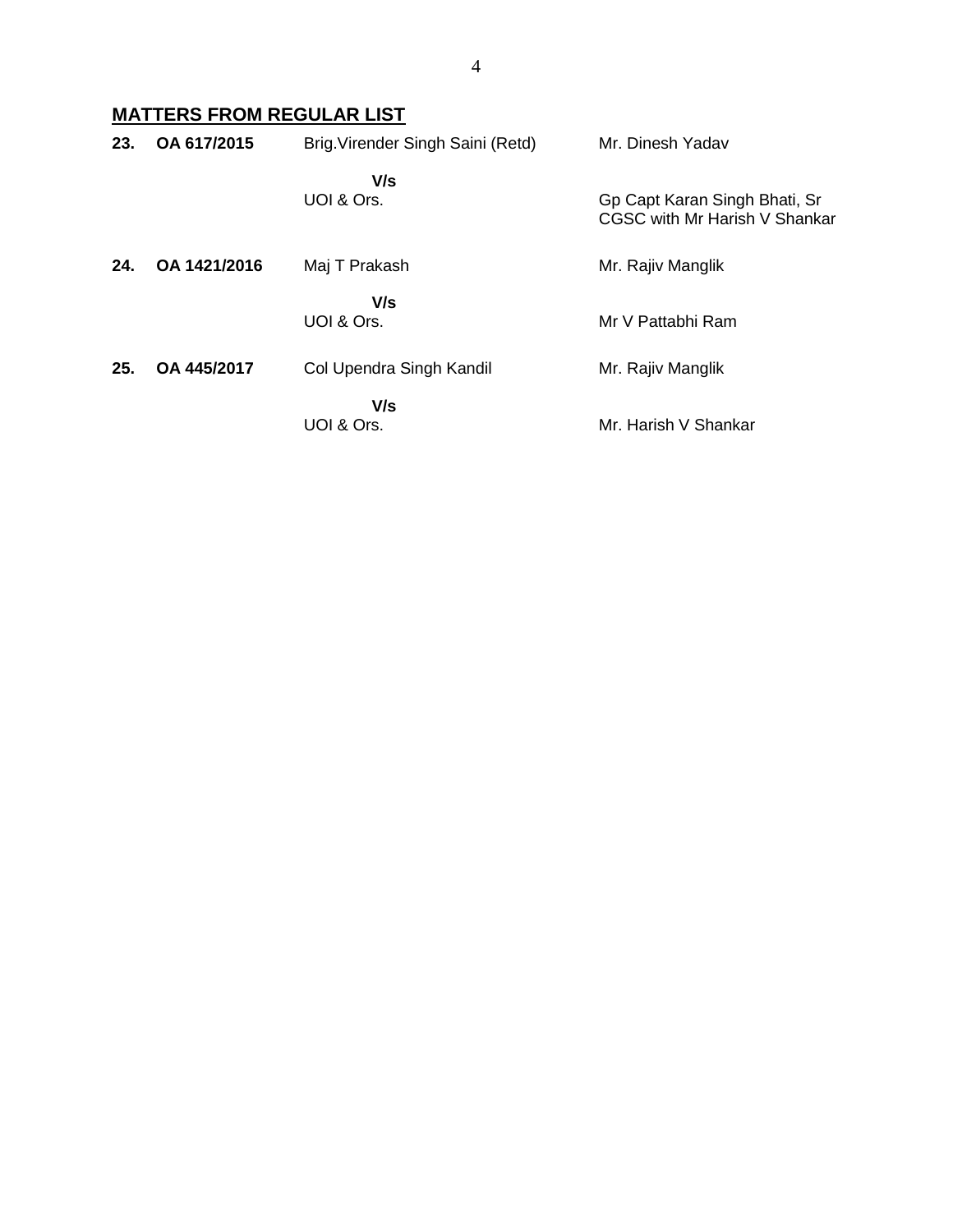## MATTERS FROM REGULAR LIST

| | | | |
|---|---|---|---|
| **23.** | **OA 617/2015** | Brig.Virender Singh Saini (Retd) | Mr. Dinesh Yadav |
| | | **V/s** | |
| | | UOI & Ors. | Gp Capt Karan Singh Bhati, Sr CGSC with Mr Harish V Shankar |
| **24.** | **OA 1421/2016** | Maj T Prakash | Mr. Rajiv Manglik |
| | | **V/s** | |
| | | UOI & Ors. | Mr V Pattabhi Ram |
| **25.** | **OA 445/2017** | Col Upendra Singh Kandil | Mr. Rajiv Manglik |
| | | **V/s** | |
| | | UOI & Ors. | Mr. Harish V Shankar |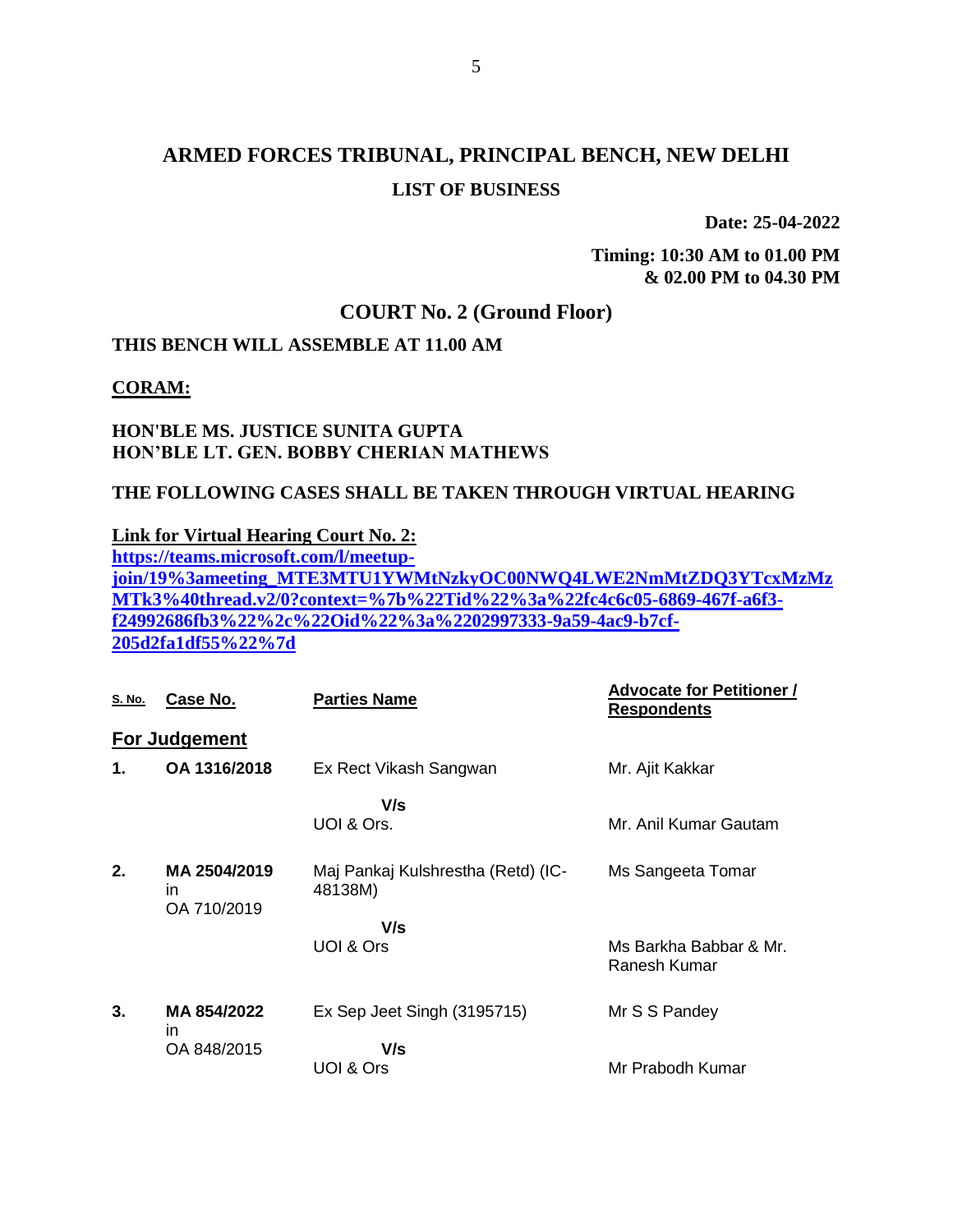# ARMED FORCES TRIBUNAL, PRINCIPAL BENCH, NEW DELHI

## LIST OF BUSINESS

**Date: 25-04-2022**

**Timing: 10:30 AM to 01.00 PM & 02.00 PM to 04.30 PM**

## COURT No. 2 (Ground Floor)

**THIS BENCH WILL ASSEMBLE AT 11.00 AM**

**CORAM:**

**HON'BLE MS. JUSTICE SUNITA GUPTA**
**HON'BLE LT. GEN. BOBBY CHERIAN MATHEWS**

**THE FOLLOWING CASES SHALL BE TAKEN THROUGH VIRTUAL HEARING**

**Link for Virtual Hearing Court No. 2:**
**https://teams.microsoft.com/l/meetup-join/19%3ameeting_MTE3MTU1YWMtNzkyOC00NWQ4LWE2NmMtZDQ3YTcxMzMzMTk3%40thread.v2/0?context=%7b%22Tid%22%3a%22fc4c6c05-6869-467f-a6f3-f24992686fb3%22%2c%22Oid%22%3a%2202997333-9a59-4ac9-b7cf-205d2fa1df55%22%7d**

| S. No. | Case No. | Parties Name | Advocate for Petitioner / Respondents |
|---|---|---|---|
| **For Judgement** | | | |
| **1.** | **OA 1316/2018** | Ex Rect Vikash Sangwan<br>V/s<br>UOI & Ors. | Mr. Ajit Kakkar<br><br>Mr. Anil Kumar Gautam |
| **2.** | **MA 2504/2019** in OA 710/2019 | Maj Pankaj Kulshrestha (Retd) (IC-48138M)<br>V/s<br>UOI & Ors | Ms Sangeeta Tomar<br><br>Ms Barkha Babbar & Mr. Ranesh Kumar |
| **3.** | **MA 854/2022** in OA 848/2015 | Ex Sep Jeet Singh (3195715)<br>V/s<br>UOI & Ors | Mr S S Pandey<br><br>Mr Prabodh Kumar |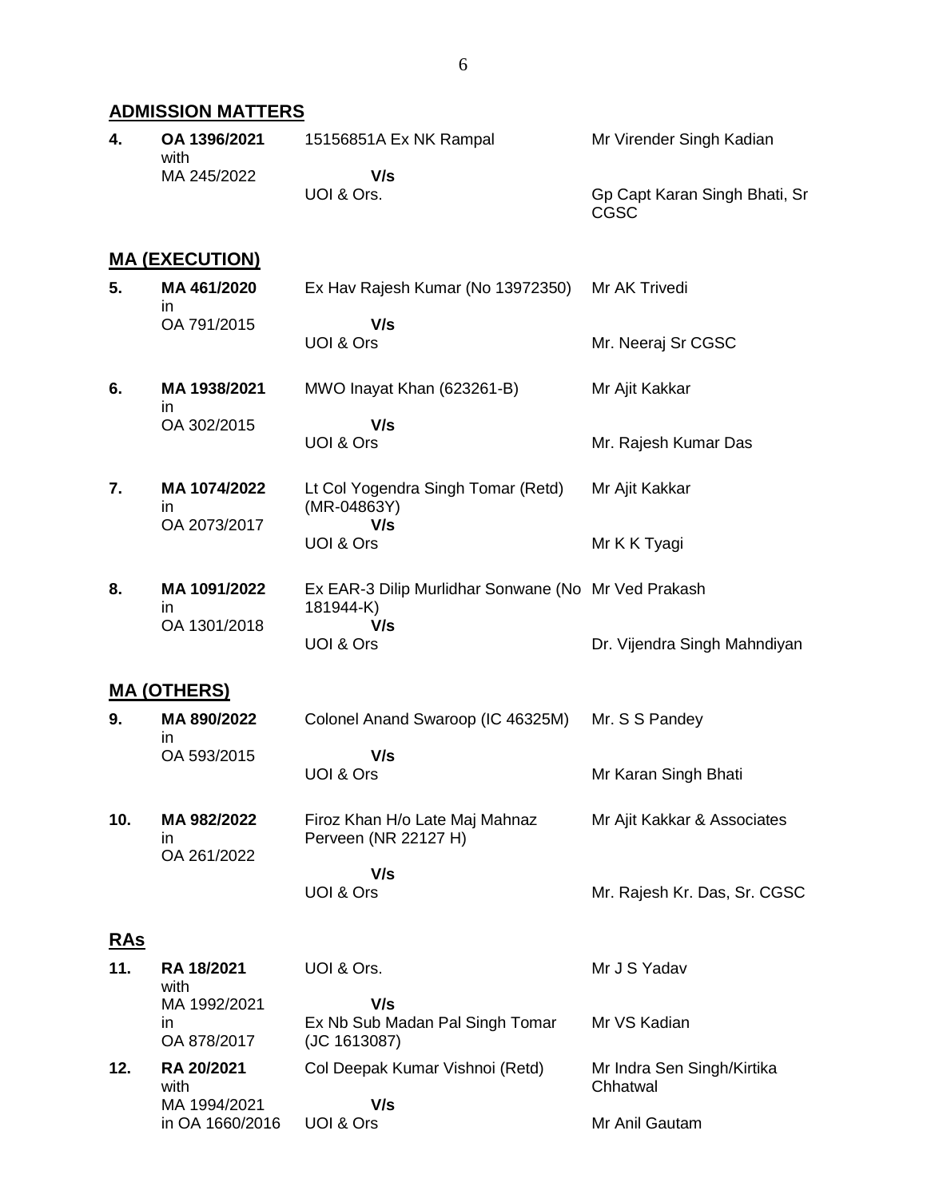## ADMISSION MATTERS

| | | | |
|---|---|---|---|
| **4.** | **OA 1396/2021** with MA 245/2022 | 15156851A Ex NK Rampal **V/s** UOI & Ors. | Mr Virender Singh Kadian<br>Gp Capt Karan Singh Bhati, Sr CGSC |

## MA (EXECUTION)

| | | | |
|---|---|---|---|
| **5.** | **MA 461/2020** in OA 791/2015 | Ex Hav Rajesh Kumar (No 13972350) **V/s** UOI & Ors | Mr AK Trivedi<br>Mr. Neeraj Sr CGSC |
| **6.** | **MA 1938/2021** in OA 302/2015 | MWO Inayat Khan (623261-B) **V/s** UOI & Ors | Mr Ajit Kakkar<br>Mr. Rajesh Kumar Das |
| **7.** | **MA 1074/2022** in OA 2073/2017 | Lt Col Yogendra Singh Tomar (Retd) (MR-04863Y) **V/s** UOI & Ors | Mr Ajit Kakkar<br>Mr K K Tyagi |
| **8.** | **MA 1091/2022** in OA 1301/2018 | Ex EAR-3 Dilip Murlidhar Sonwane (No 181944-K) **V/s** UOI & Ors | Mr Ved Prakash<br>Dr. Vijendra Singh Mahndiyan |

## MA (OTHERS)

| | | | |
|---|---|---|---|
| **9.** | **MA 890/2022** in OA 593/2015 | Colonel Anand Swaroop (IC 46325M) **V/s** UOI & Ors | Mr. S S Pandey<br>Mr Karan Singh Bhati |
| **10.** | **MA 982/2022** in OA 261/2022 | Firoz Khan H/o Late Maj Mahnaz Perveen (NR 22127 H) **V/s** UOI & Ors | Mr Ajit Kakkar & Associates<br>Mr. Rajesh Kr. Das, Sr. CGSC |

## RAs

| | | | |
|---|---|---|---|
| **11.** | **RA 18/2021** with MA 1992/2021 in OA 878/2017 | UOI & Ors. **V/s** Ex Nb Sub Madan Pal Singh Tomar (JC 1613087) | Mr J S Yadav<br>Mr VS Kadian |
| **12.** | **RA 20/2021** with MA 1994/2021 in OA 1660/2016 | Col Deepak Kumar Vishnoi (Retd) **V/s** UOI & Ors | Mr Indra Sen Singh/Kirtika Chhatwal<br>Mr Anil Gautam |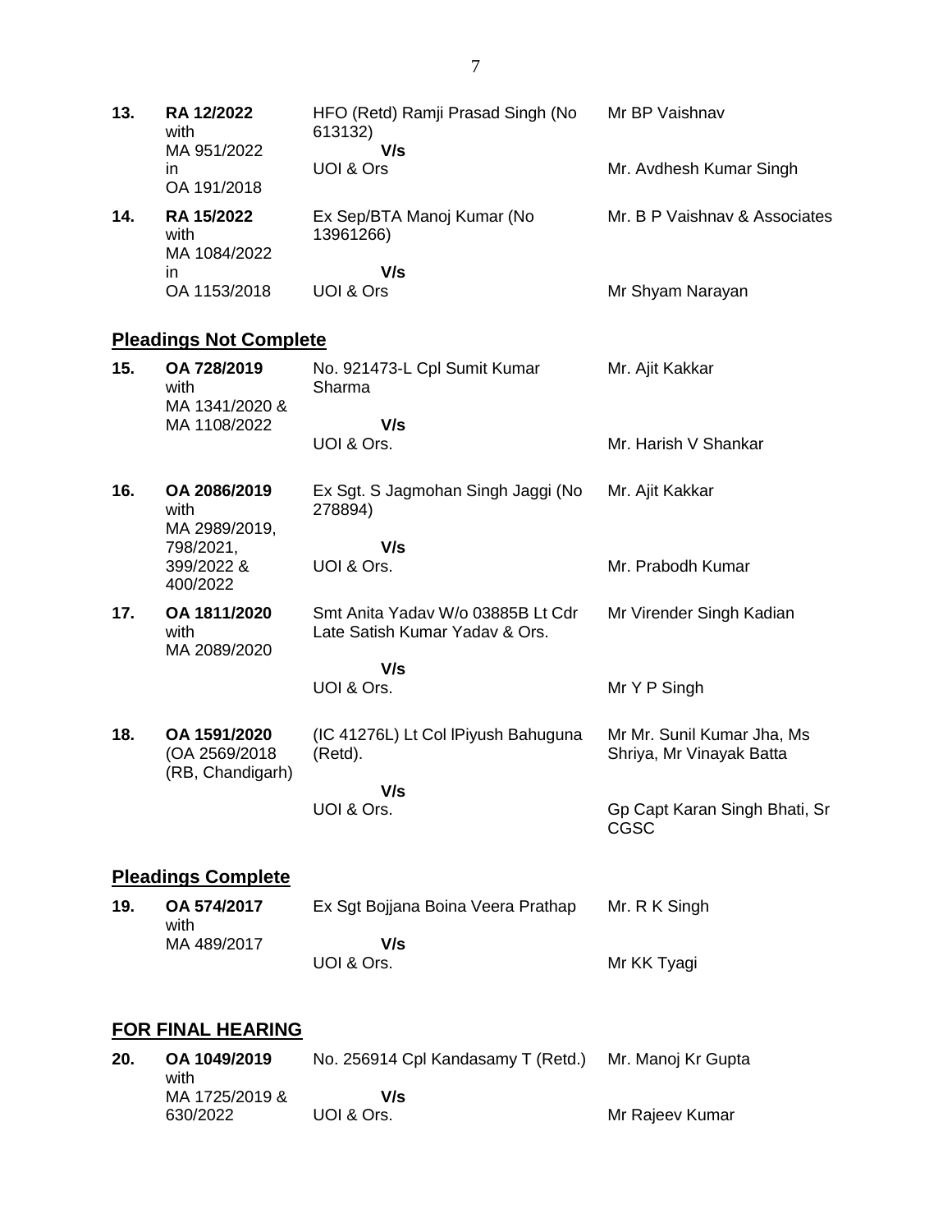| | | | |
|---|---|---|---|
| **13.** | **RA 12/2022** with MA 951/2022 in OA 191/2018 | HFO (Retd) Ramji Prasad Singh (No 613132) **V/s** UOI & Ors | Mr BP Vaishnav<br><br>Mr. Avdhesh Kumar Singh |
| **14.** | **RA 15/2022** with MA 1084/2022 in OA 1153/2018 | Ex Sep/BTA Manoj Kumar (No 13961266) **V/s** UOI & Ors | Mr. B P Vaishnav & Associates<br><br>Mr Shyam Narayan |

## **Pleadings Not Complete**

| | | | |
|---|---|---|---|
| **15.** | **OA 728/2019** with MA 1341/2020 & MA 1108/2022 | No. 921473-L Cpl Sumit Kumar Sharma **V/s** UOI & Ors. | Mr. Ajit Kakkar<br><br>Mr. Harish V Shankar |
| **16.** | **OA 2086/2019** with MA 2989/2019, 798/2021, 399/2022 & 400/2022 | Ex Sgt. S Jagmohan Singh Jaggi (No 278894) **V/s** UOI & Ors. | Mr. Ajit Kakkar<br><br>Mr. Prabodh Kumar |
| **17.** | **OA 1811/2020** with MA 2089/2020 | Smt Anita Yadav W/o 03885B Lt Cdr Late Satish Kumar Yadav & Ors. **V/s** UOI & Ors. | Mr Virender Singh Kadian<br><br>Mr Y P Singh |
| **18.** | **OA 1591/2020** (OA 2569/2018 (RB, Chandigarh) | (IC 41276L) Lt Col lPiyush Bahuguna (Retd). **V/s** UOI & Ors. | Mr Mr. Sunil Kumar Jha, Ms Shriya, Mr Vinayak Batta<br><br>Gp Capt Karan Singh Bhati, Sr CGSC |

## **Pleadings Complete**

| | | | |
|---|---|---|---|
| **19.** | **OA 574/2017** with MA 489/2017 | Ex Sgt Bojjana Boina Veera Prathap **V/s** UOI & Ors. | Mr. R K Singh<br><br>Mr KK Tyagi |

## **FOR FINAL HEARING**

| | | | |
|---|---|---|---|
| **20.** | **OA 1049/2019** with MA 1725/2019 & 630/2022 | No. 256914 Cpl Kandasamy T (Retd.) **V/s** UOI & Ors. | Mr. Manoj Kr Gupta<br><br>Mr Rajeev Kumar |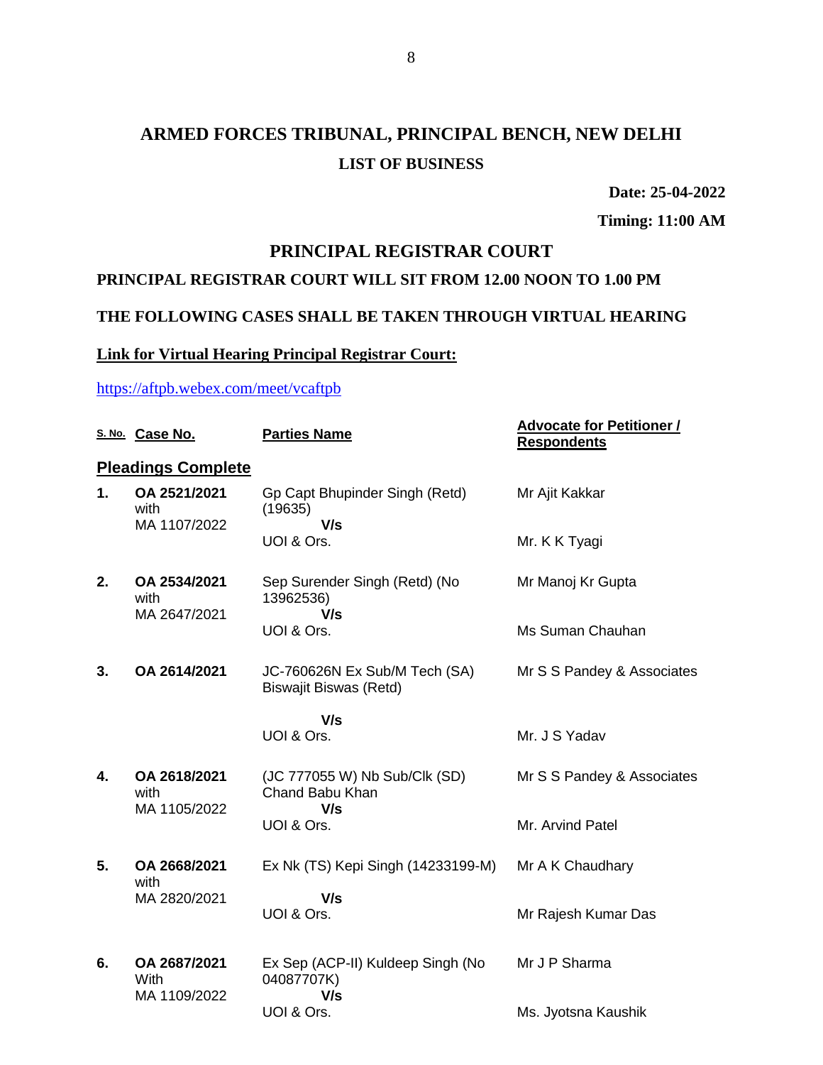# ARMED FORCES TRIBUNAL, PRINCIPAL BENCH, NEW DELHI

## LIST OF BUSINESS

**Date: 25-04-2022**

**Timing: 11:00 AM**

## PRINCIPAL REGISTRAR COURT

**PRINCIPAL REGISTRAR COURT WILL SIT FROM 12.00 NOON TO 1.00 PM**

**THE FOLLOWING CASES SHALL BE TAKEN THROUGH VIRTUAL HEARING**

**Link for Virtual Hearing Principal Registrar Court:**

https://aftpb.webex.com/meet/vcaftpb

| S. No. | Case No. | Parties Name | Advocate for Petitioner / Respondents |
|---|---|---|---|
| **Pleadings Complete** | | | |
| **1.** | **OA 2521/2021** with MA 1107/2022 | Gp Capt Bhupinder Singh (Retd) (19635) **V/s** UOI & Ors. | Mr Ajit Kakkar<br><br>Mr. K K Tyagi |
| **2.** | **OA 2534/2021** with MA 2647/2021 | Sep Surender Singh (Retd) (No 13962536) **V/s** UOI & Ors. | Mr Manoj Kr Gupta<br><br>Ms Suman Chauhan |
| **3.** | **OA 2614/2021** | JC-760626N Ex Sub/M Tech (SA) Biswajit Biswas (Retd) **V/s** UOI & Ors. | Mr S S Pandey & Associates<br><br>Mr. J S Yadav |
| **4.** | **OA 2618/2021** with MA 1105/2022 | (JC 777055 W) Nb Sub/Clk (SD) Chand Babu Khan **V/s** UOI & Ors. | Mr S S Pandey & Associates<br><br>Mr. Arvind Patel |
| **5.** | **OA 2668/2021** with MA 2820/2021 | Ex Nk (TS) Kepi Singh (14233199-M) **V/s** UOI & Ors. | Mr A K Chaudhary<br><br>Mr Rajesh Kumar Das |
| **6.** | **OA 2687/2021** With MA 1109/2022 | Ex Sep (ACP-II) Kuldeep Singh (No 04087707K) **V/s** UOI & Ors. | Mr J P Sharma<br><br>Ms. Jyotsna Kaushik |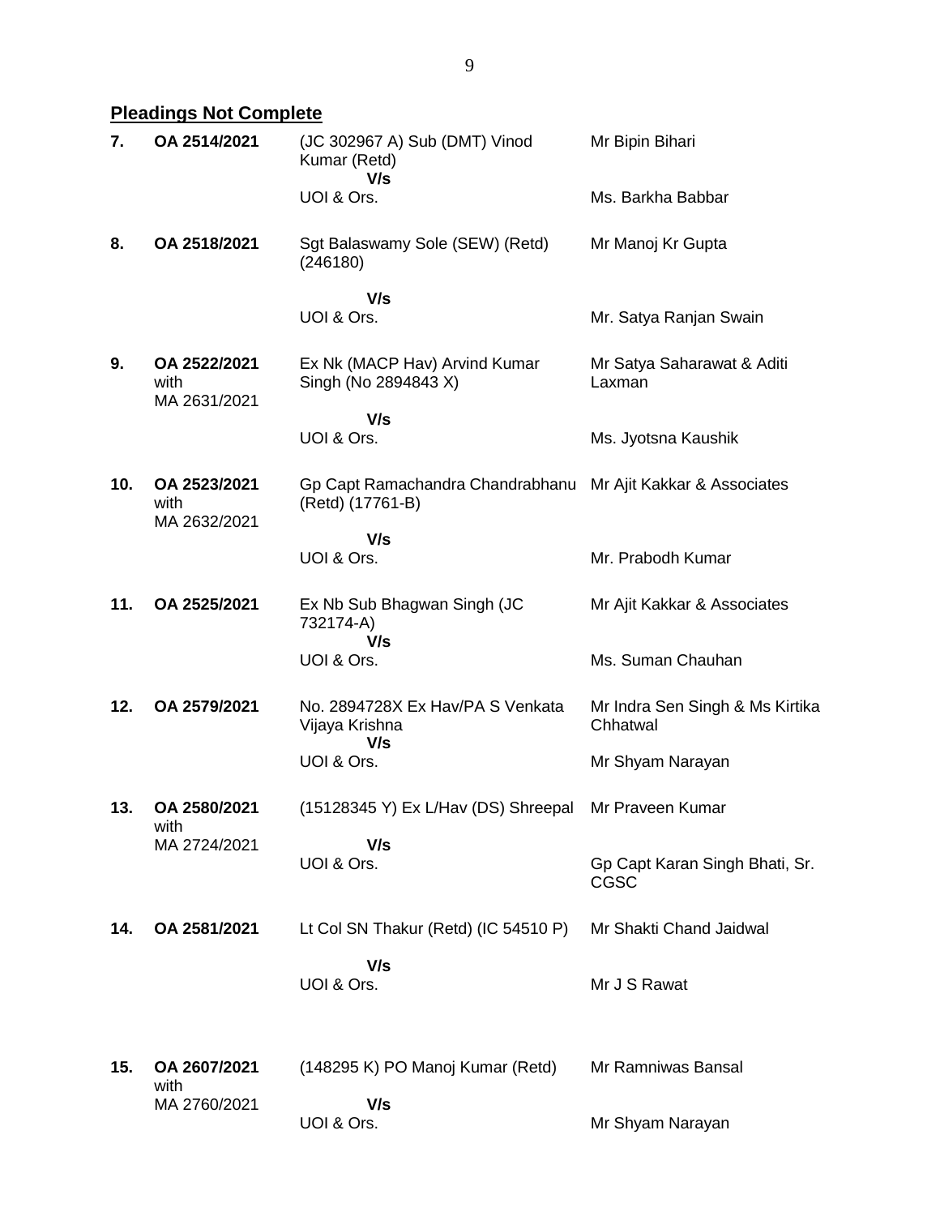## Pleadings Not Complete

| | | | |
|---|---|---|---|
| 7. | OA 2514/2021 | (JC 302967 A) Sub (DMT) Vinod Kumar (Retd) V/s UOI & Ors. | Mr Bipin Bihari<br><br>Ms. Barkha Babbar |
| 8. | OA 2518/2021 | Sgt Balaswamy Sole (SEW) (Retd) (246180) V/s UOI & Ors. | Mr Manoj Kr Gupta<br><br>Mr. Satya Ranjan Swain |
| 9. | OA 2522/2021 with MA 2631/2021 | Ex Nk (MACP Hav) Arvind Kumar Singh (No 2894843 X) V/s UOI & Ors. | Mr Satya Saharawat & Aditi Laxman<br><br>Ms. Jyotsna Kaushik |
| 10. | OA 2523/2021 with MA 2632/2021 | Gp Capt Ramachandra Chandrabhanu (Retd) (17761-B) V/s UOI & Ors. | Mr Ajit Kakkar & Associates<br><br>Mr. Prabodh Kumar |
| 11. | OA 2525/2021 | Ex Nb Sub Bhagwan Singh (JC 732174-A) V/s UOI & Ors. | Mr Ajit Kakkar & Associates<br><br>Ms. Suman Chauhan |
| 12. | OA 2579/2021 | No. 2894728X Ex Hav/PA S Venkata Vijaya Krishna V/s UOI & Ors. | Mr Indra Sen Singh & Ms Kirtika Chhatwal<br><br>Mr Shyam Narayan |
| 13. | OA 2580/2021 with MA 2724/2021 | (15128345 Y) Ex L/Hav (DS) Shreepal V/s UOI & Ors. | Mr Praveen Kumar<br><br>Gp Capt Karan Singh Bhati, Sr. CGSC |
| 14. | OA 2581/2021 | Lt Col SN Thakur (Retd) (IC 54510 P) V/s UOI & Ors. | Mr Shakti Chand Jaidwal<br><br>Mr J S Rawat |
| 15. | OA 2607/2021 with MA 2760/2021 | (148295 K) PO Manoj Kumar (Retd) V/s UOI & Ors. | Mr Ramniwas Bansal<br><br>Mr Shyam Narayan |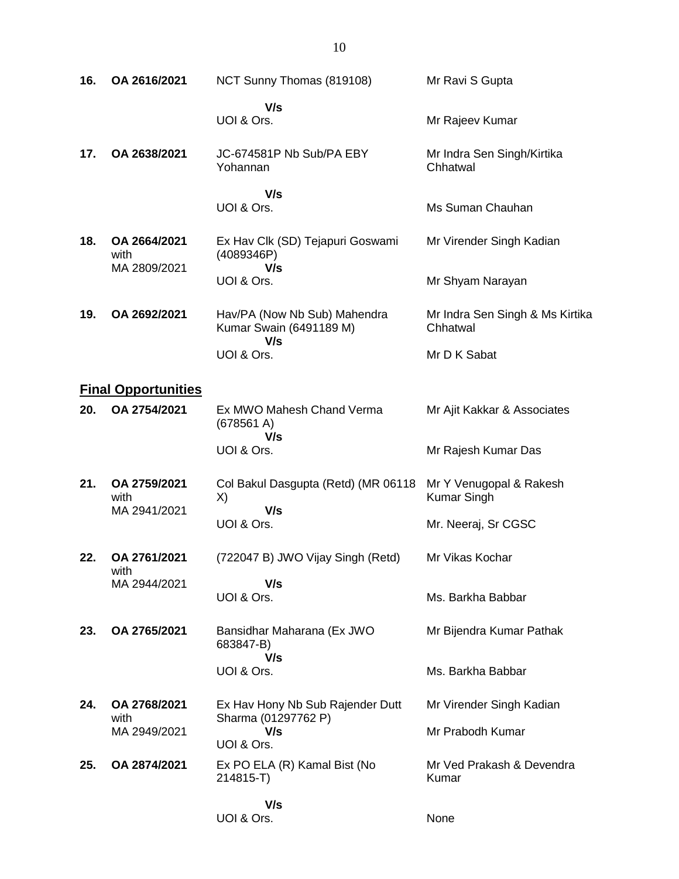| | | | |
|---|---|---|---|
| **16.** | **OA 2616/2021** | NCT Sunny Thomas (819108)<br>**V/s**<br>UOI & Ors. | Mr Ravi S Gupta<br><br>Mr Rajeev Kumar |
| **17.** | **OA 2638/2021** | JC-674581P Nb Sub/PA EBY Yohannan<br>**V/s**<br>UOI & Ors. | Mr Indra Sen Singh/Kirtika Chhatwal<br><br>Ms Suman Chauhan |
| **18.** | **OA 2664/2021** with MA 2809/2021 | Ex Hav Clk (SD) Tejapuri Goswami (4089346P)<br>**V/s**<br>UOI & Ors. | Mr Virender Singh Kadian<br><br>Mr Shyam Narayan |
| **19.** | **OA 2692/2021** | Hav/PA (Now Nb Sub) Mahendra Kumar Swain (6491189 M)<br>**V/s**<br>UOI & Ors. | Mr Indra Sen Singh & Ms Kirtika Chhatwal<br><br>Mr D K Sabat |

## **Final Opportunities**

| | | | |
|---|---|---|---|
| **20.** | **OA 2754/2021** | Ex MWO Mahesh Chand Verma (678561 A)<br>**V/s**<br>UOI & Ors. | Mr Ajit Kakkar & Associates<br><br>Mr Rajesh Kumar Das |
| **21.** | **OA 2759/2021** with MA 2941/2021 | Col Bakul Dasgupta (Retd) (MR 06118 X)<br>**V/s**<br>UOI & Ors. | Mr Y Venugopal & Rakesh Kumar Singh<br><br>Mr. Neeraj, Sr CGSC |
| **22.** | **OA 2761/2021** with MA 2944/2021 | (722047 B) JWO Vijay Singh (Retd)<br>**V/s**<br>UOI & Ors. | Mr Vikas Kochar<br><br>Ms. Barkha Babbar |
| **23.** | **OA 2765/2021** | Bansidhar Maharana (Ex JWO 683847-B)<br>**V/s**<br>UOI & Ors. | Mr Bijendra Kumar Pathak<br><br>Ms. Barkha Babbar |
| **24.** | **OA 2768/2021** with MA 2949/2021 | Ex Hav Hony Nb Sub Rajender Dutt Sharma (01297762 P)<br>**V/s**<br>UOI & Ors. | Mr Virender Singh Kadian<br><br>Mr Prabodh Kumar |
| **25.** | **OA 2874/2021** | Ex PO ELA (R) Kamal Bist (No 214815-T)<br>**V/s**<br>UOI & Ors. | Mr Ved Prakash & Devendra Kumar<br><br>None |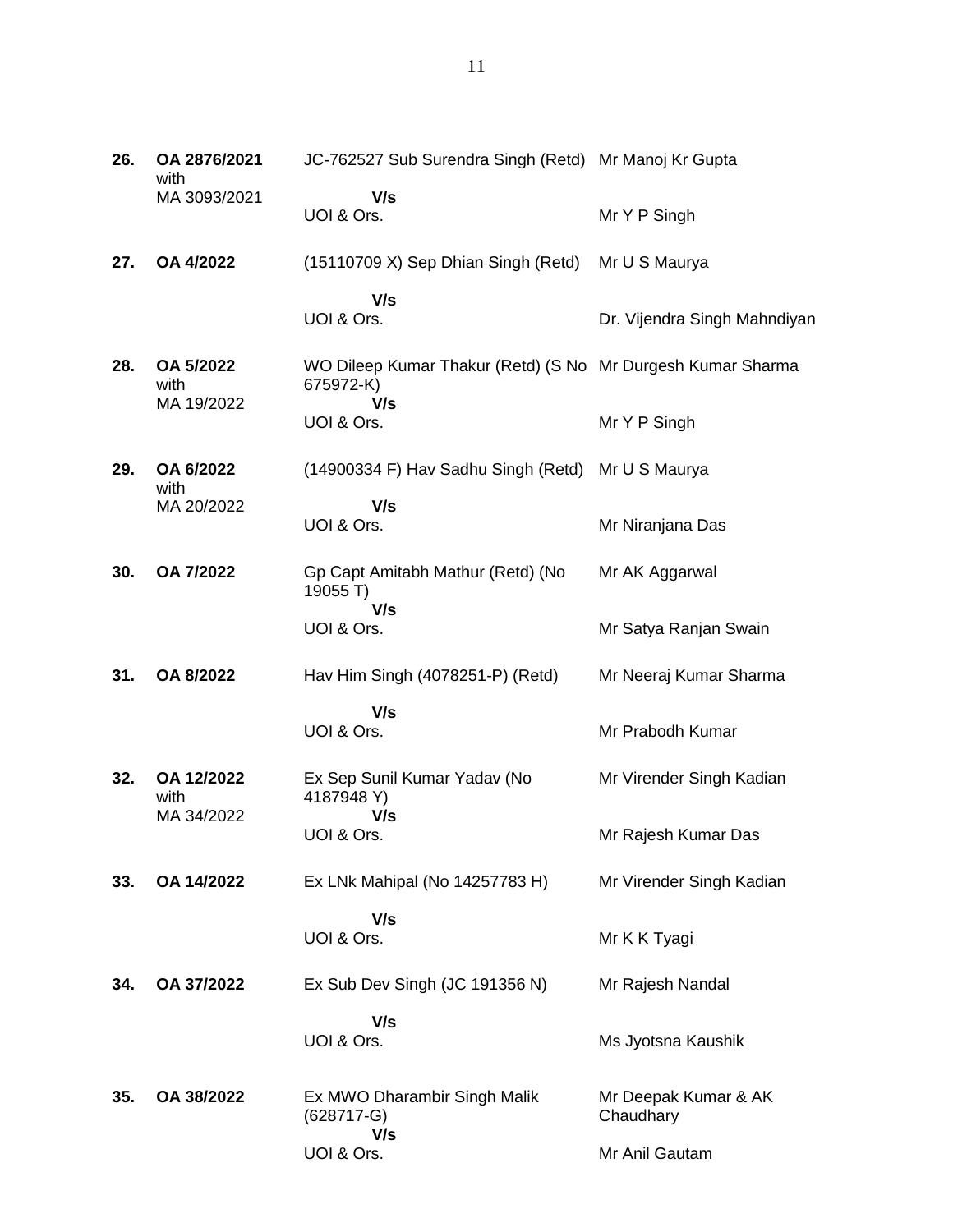| | | | |
|---|---|---|---|
| **26.** | **OA 2876/2021** with MA 3093/2021 | JC-762527 Sub Surendra Singh (Retd) **V/s** UOI & Ors. | Mr Manoj Kr Gupta<br><br>Mr Y P Singh |
| **27.** | **OA 4/2022** | (15110709 X) Sep Dhian Singh (Retd) **V/s** UOI & Ors. | Mr U S Maurya<br><br>Dr. Vijendra Singh Mahndiyan |
| **28.** | **OA 5/2022** with MA 19/2022 | WO Dileep Kumar Thakur (Retd) (S No 675972-K) **V/s** UOI & Ors. | Mr Durgesh Kumar Sharma<br><br>Mr Y P Singh |
| **29.** | **OA 6/2022** with MA 20/2022 | (14900334 F) Hav Sadhu Singh (Retd) **V/s** UOI & Ors. | Mr U S Maurya<br><br>Mr Niranjana Das |
| **30.** | **OA 7/2022** | Gp Capt Amitabh Mathur (Retd) (No 19055 T) **V/s** UOI & Ors. | Mr AK Aggarwal<br><br>Mr Satya Ranjan Swain |
| **31.** | **OA 8/2022** | Hav Him Singh (4078251-P) (Retd) **V/s** UOI & Ors. | Mr Neeraj Kumar Sharma<br><br>Mr Prabodh Kumar |
| **32.** | **OA 12/2022** with MA 34/2022 | Ex Sep Sunil Kumar Yadav (No 4187948 Y) **V/s** UOI & Ors. | Mr Virender Singh Kadian<br><br>Mr Rajesh Kumar Das |
| **33.** | **OA 14/2022** | Ex LNk Mahipal (No 14257783 H) **V/s** UOI & Ors. | Mr Virender Singh Kadian<br><br>Mr K K Tyagi |
| **34.** | **OA 37/2022** | Ex Sub Dev Singh (JC 191356 N) **V/s** UOI & Ors. | Mr Rajesh Nandal<br><br>Ms Jyotsna Kaushik |
| **35.** | **OA 38/2022** | Ex MWO Dharambir Singh Malik (628717-G) **V/s** UOI & Ors. | Mr Deepak Kumar & AK Chaudhary<br><br>Mr Anil Gautam |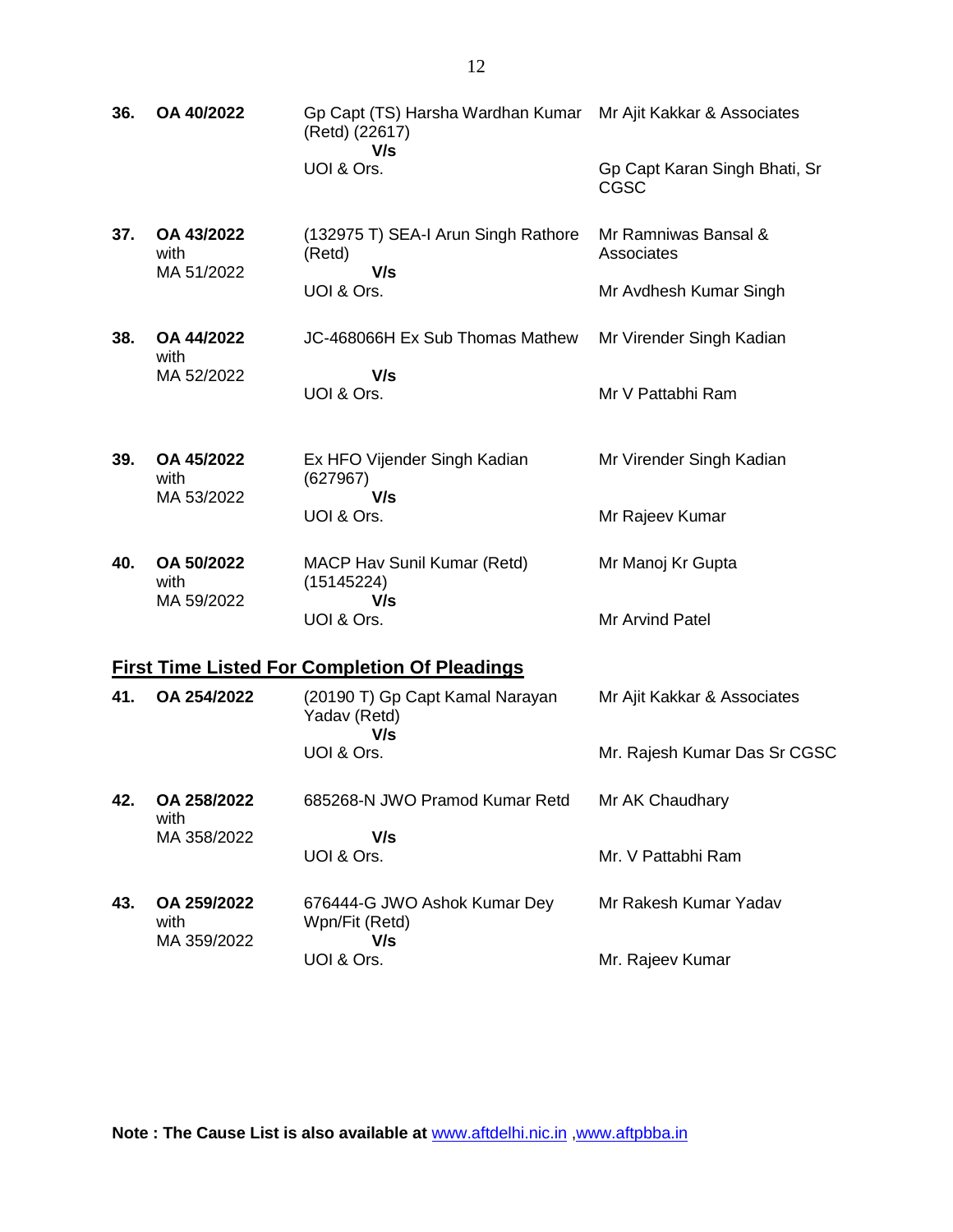| | | | |
|---|---|---|---|
| **36.** | **OA 40/2022** | Gp Capt (TS) Harsha Wardhan Kumar (Retd) (22617)<br>**V/s**<br>UOI & Ors. | Mr Ajit Kakkar & Associates<br><br>Gp Capt Karan Singh Bhati, Sr CGSC |
| **37.** | **OA 43/2022**<br>with<br>MA 51/2022 | (132975 T) SEA-I Arun Singh Rathore (Retd)<br>**V/s**<br>UOI & Ors. | Mr Ramniwas Bansal & Associates<br><br>Mr Avdhesh Kumar Singh |
| **38.** | **OA 44/2022**<br>with<br>MA 52/2022 | JC-468066H Ex Sub Thomas Mathew<br>**V/s**<br>UOI & Ors. | Mr Virender Singh Kadian<br><br>Mr V Pattabhi Ram |
| **39.** | **OA 45/2022**<br>with<br>MA 53/2022 | Ex HFO Vijender Singh Kadian (627967)<br>**V/s**<br>UOI & Ors. | Mr Virender Singh Kadian<br><br>Mr Rajeev Kumar |
| **40.** | **OA 50/2022**<br>with<br>MA 59/2022 | MACP Hav Sunil Kumar (Retd) (15145224)<br>**V/s**<br>UOI & Ors. | Mr Manoj Kr Gupta<br><br>Mr Arvind Patel |

## First Time Listed For Completion Of Pleadings

| | | | |
|---|---|---|---|
| **41.** | **OA 254/2022** | (20190 T) Gp Capt Kamal Narayan Yadav (Retd)<br>**V/s**<br>UOI & Ors. | Mr Ajit Kakkar & Associates<br><br>Mr. Rajesh Kumar Das Sr CGSC |
| **42.** | **OA 258/2022**<br>with<br>MA 358/2022 | 685268-N JWO Pramod Kumar Retd<br>**V/s**<br>UOI & Ors. | Mr AK Chaudhary<br><br>Mr. V Pattabhi Ram |
| **43.** | **OA 259/2022**<br>with<br>MA 359/2022 | 676444-G JWO Ashok Kumar Dey Wpn/Fit (Retd)<br>**V/s**<br>UOI & Ors. | Mr Rakesh Kumar Yadav<br><br>Mr. Rajeev Kumar |

**Note : The Cause List is also available at** www.aftdelhi.nic.in ,www.aftpbba.in